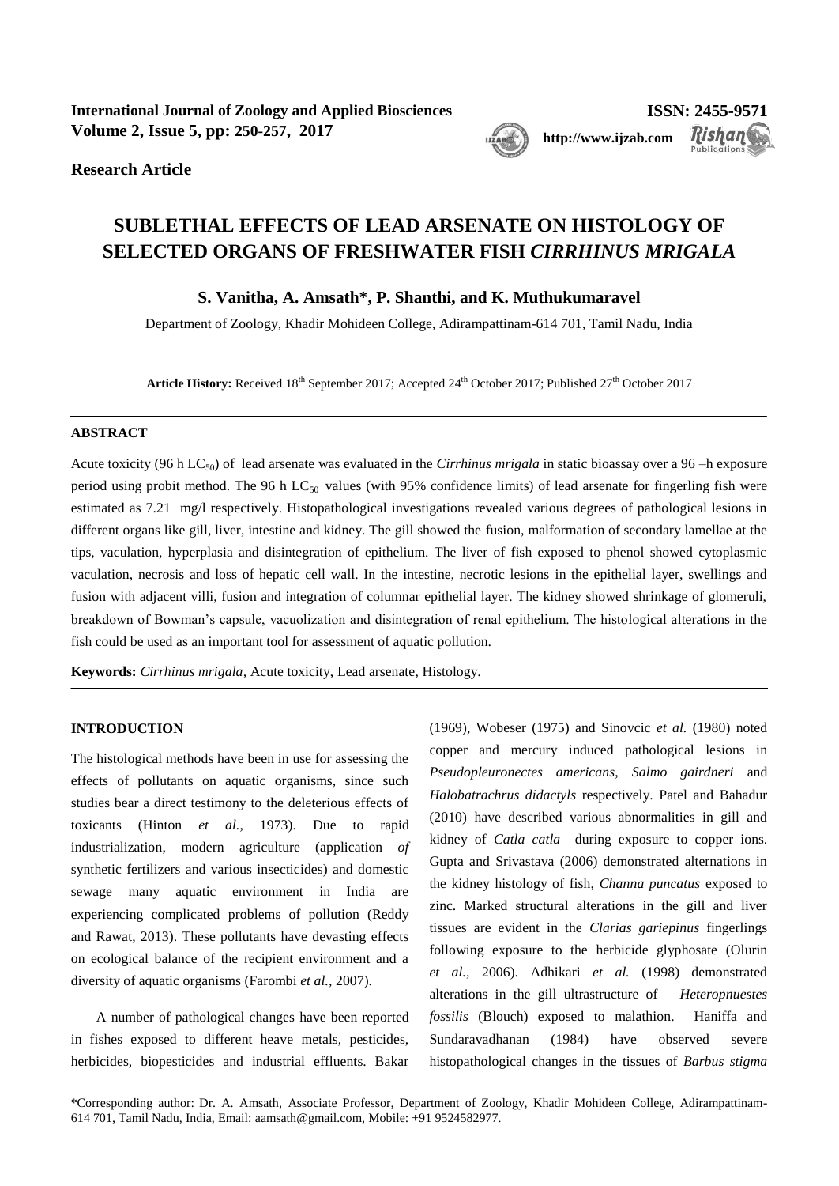**International Journal of Zoology and Applied Biosciences**
**Volume 2, Issue 5, pp: 250-257, 2017**

**ISSN: 2455-9571**

**http://www.ijzab.com**

**Research Article**

# SUBLETHAL EFFECTS OF LEAD ARSENATE ON HISTOLOGY OF SELECTED ORGANS OF FRESHWATER FISH *CIRRHINUS MRIGALA*

**S. Vanitha, A. Amsath\*, P. Shanthi, and K. Muthukumaravel**

Department of Zoology, Khadir Mohideen College, Adirampattinam-614 701, Tamil Nadu, India

**Article History:** Received 18th September 2017; Accepted 24th October 2017; Published 27th October 2017

## ABSTRACT

Acute toxicity (96 h $LC_{50}$) of lead arsenate was evaluated in the *Cirrhinus mrigala* in static bioassay over a 96 –h exposure period using probit method. The 96 h $LC_{50}$ values (with 95% confidence limits) of lead arsenate for fingerling fish were estimated as 7.21 mg/l respectively. Histopathological investigations revealed various degrees of pathological lesions in different organs like gill, liver, intestine and kidney. The gill showed the fusion, malformation of secondary lamellae at the tips, vaculation, hyperplasia and disintegration of epithelium. The liver of fish exposed to phenol showed cytoplasmic vaculation, necrosis and loss of hepatic cell wall. In the intestine, necrotic lesions in the epithelial layer, swellings and fusion with adjacent villi, fusion and integration of columnar epithelial layer. The kidney showed shrinkage of glomeruli, breakdown of Bowman's capsule, vacuolization and disintegration of renal epithelium. The histological alterations in the fish could be used as an important tool for assessment of aquatic pollution.

**Keywords:** *Cirrhinus mrigala*, Acute toxicity, Lead arsenate, Histology.

## INTRODUCTION

The histological methods have been in use for assessing the effects of pollutants on aquatic organisms, since such studies bear a direct testimony to the deleterious effects of toxicants (Hinton *et al.,* 1973). Due to rapid industrialization, modern agriculture (application *of* synthetic fertilizers and various insecticides) and domestic sewage many aquatic environment in India are experiencing complicated problems of pollution (Reddy and Rawat, 2013). These pollutants have devasting effects on ecological balance of the recipient environment and a diversity of aquatic organisms (Farombi *et al.,* 2007).

A number of pathological changes have been reported in fishes exposed to different heave metals, pesticides, herbicides, biopesticides and industrial effluents. Bakar (1969), Wobeser (1975) and Sinovcic *et al.* (1980) noted copper and mercury induced pathological lesions in *Pseudopleuronectes americans*, *Salmo gairdneri* and *Halobatrachrus didactyls* respectively. Patel and Bahadur (2010) have described various abnormalities in gill and kidney of *Catla catla* during exposure to copper ions. Gupta and Srivastava (2006) demonstrated alternations in the kidney histology of fish, *Channa puncatus* exposed to zinc. Marked structural alterations in the gill and liver tissues are evident in the *Clarias gariepinus* fingerlings following exposure to the herbicide glyphosate (Olurin *et al.,* 2006). Adhikari *et al.* (1998) demonstrated alterations in the gill ultrastructure of *Heteropnuestes fossilis* (Blouch) exposed to malathion. Haniffa and Sundaravadhanan (1984) have observed severe histopathological changes in the tissues of *Barbus stigma*

\*Corresponding author: Dr. A. Amsath, Associate Professor, Department of Zoology, Khadir Mohideen College, Adirampattinam-614 701, Tamil Nadu, India, Email: aamsath@gmail.com, Mobile: +91 9524582977.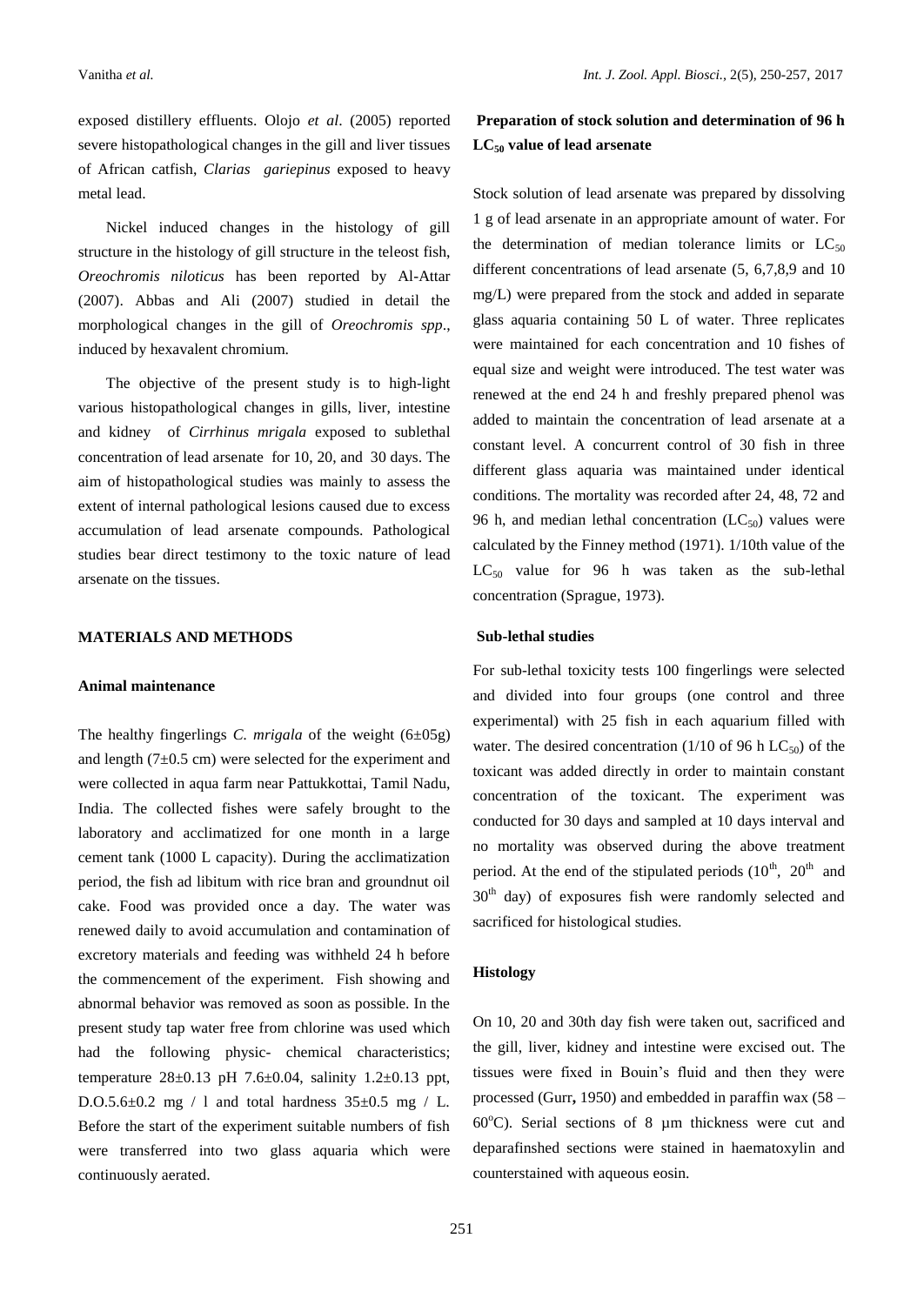exposed distillery effluents. Olojo *et al*. (2005) reported severe histopathological changes in the gill and liver tissues of African catfish, *Clarias gariepinus* exposed to heavy metal lead.

Nickel induced changes in the histology of gill structure in the histology of gill structure in the teleost fish, *Oreochromis niloticus* has been reported by Al-Attar (2007). Abbas and Ali (2007) studied in detail the morphological changes in the gill of *Oreochromis spp*., induced by hexavalent chromium.

The objective of the present study is to high-light various histopathological changes in gills, liver, intestine and kidney of *Cirrhinus mrigala* exposed to sublethal concentration of lead arsenate for 10, 20, and 30 days. The aim of histopathological studies was mainly to assess the extent of internal pathological lesions caused due to excess accumulation of lead arsenate compounds. Pathological studies bear direct testimony to the toxic nature of lead arsenate on the tissues.

## MATERIALS AND METHODS

### Animal maintenance

The healthy fingerlings *C. mrigala* of the weight (6±05g) and length (7±0.5 cm) were selected for the experiment and were collected in aqua farm near Pattukkottai, Tamil Nadu, India. The collected fishes were safely brought to the laboratory and acclimatized for one month in a large cement tank (1000 L capacity). During the acclimatization period, the fish ad libitum with rice bran and groundnut oil cake. Food was provided once a day. The water was renewed daily to avoid accumulation and contamination of excretory materials and feeding was withheld 24 h before the commencement of the experiment. Fish showing and abnormal behavior was removed as soon as possible. In the present study tap water free from chlorine was used which had the following physic- chemical characteristics; temperature 28±0.13 pH 7.6±0.04, salinity 1.2±0.13 ppt, D.O.5.6±0.2 mg / l and total hardness 35±0.5 mg / L. Before the start of the experiment suitable numbers of fish were transferred into two glass aquaria which were continuously aerated.

### Preparation of stock solution and determination of 96 h $LC_{50}$ value of lead arsenate

Stock solution of lead arsenate was prepared by dissolving 1 g of lead arsenate in an appropriate amount of water. For the determination of median tolerance limits or $LC_{50}$ different concentrations of lead arsenate (5, 6,7,8,9 and 10 mg/L) were prepared from the stock and added in separate glass aquaria containing 50 L of water. Three replicates were maintained for each concentration and 10 fishes of equal size and weight were introduced. The test water was renewed at the end 24 h and freshly prepared phenol was added to maintain the concentration of lead arsenate at a constant level. A concurrent control of 30 fish in three different glass aquaria was maintained under identical conditions. The mortality was recorded after 24, 48, 72 and 96 h, and median lethal concentration ($LC_{50}$) values were calculated by the Finney method (1971). 1/10th value of the $LC_{50}$ value for 96 h was taken as the sub-lethal concentration (Sprague, 1973).

### Sub-lethal studies

For sub-lethal toxicity tests 100 fingerlings were selected and divided into four groups (one control and three experimental) with 25 fish in each aquarium filled with water. The desired concentration (1/10 of 96 h $LC_{50}$) of the toxicant was added directly in order to maintain constant concentration of the toxicant. The experiment was conducted for 30 days and sampled at 10 days interval and no mortality was observed during the above treatment period. At the end of the stipulated periods ($10^{th}$, $20^{th}$ and $30^{th}$ day) of exposures fish were randomly selected and sacrificed for histological studies.

### Histology

On 10, 20 and 30th day fish were taken out, sacrificed and the gill, liver, kidney and intestine were excised out. The tissues were fixed in Bouin's fluid and then they were processed (Gurr**,** 1950) and embedded in paraffin wax (58 – 60°C). Serial sections of 8 µm thickness were cut and deparafinshed sections were stained in haematoxylin and counterstained with aqueous eosin.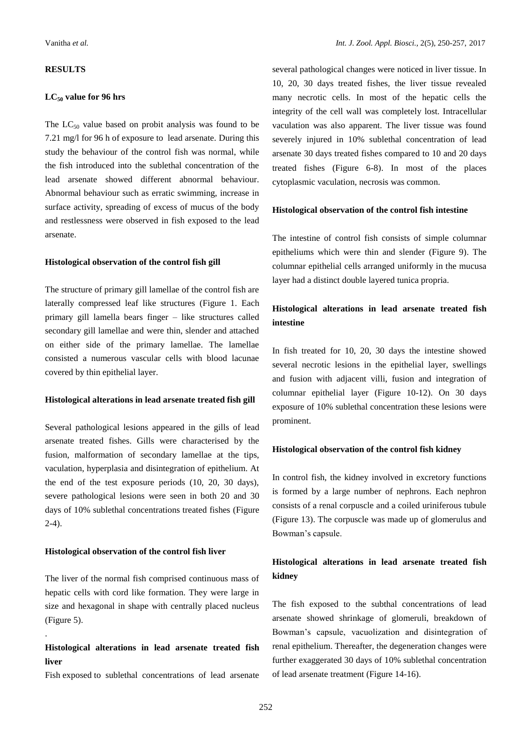## RESULTS

### $LC_{50}$ value for 96 hrs

The $LC_{50}$ value based on probit analysis was found to be 7.21 mg/l for 96 h of exposure to lead arsenate. During this study the behaviour of the control fish was normal, while the fish introduced into the sublethal concentration of the lead arsenate showed different abnormal behaviour. Abnormal behaviour such as erratic swimming, increase in surface activity, spreading of excess of mucus of the body and restlessness were observed in fish exposed to the lead arsenate.

### Histological observation of the control fish gill

The structure of primary gill lamellae of the control fish are laterally compressed leaf like structures (Figure 1. Each primary gill lamella bears finger – like structures called secondary gill lamellae and were thin, slender and attached on either side of the primary lamellae. The lamellae consisted a numerous vascular cells with blood lacunae covered by thin epithelial layer.

### Histological alterations in lead arsenate treated fish gill

Several pathological lesions appeared in the gills of lead arsenate treated fishes. Gills were characterised by the fusion, malformation of secondary lamellae at the tips, vaculation, hyperplasia and disintegration of epithelium. At the end of the test exposure periods (10, 20, 30 days), severe pathological lesions were seen in both 20 and 30 days of 10% sublethal concentrations treated fishes (Figure 2-4).

### Histological observation of the control fish liver

The liver of the normal fish comprised continuous mass of hepatic cells with cord like formation. They were large in size and hexagonal in shape with centrally placed nucleus (Figure 5).

### Histological alterations in lead arsenate treated fish liver

Fish exposed to sublethal concentrations of lead arsenate several pathological changes were noticed in liver tissue. In 10, 20, 30 days treated fishes, the liver tissue revealed many necrotic cells. In most of the hepatic cells the integrity of the cell wall was completely lost. Intracellular vaculation was also apparent. The liver tissue was found severely injured in 10% sublethal concentration of lead arsenate 30 days treated fishes compared to 10 and 20 days treated fishes (Figure 6-8). In most of the places cytoplasmic vaculation, necrosis was common.

### Histological observation of the control fish intestine

The intestine of control fish consists of simple columnar epitheliums which were thin and slender (Figure 9). The columnar epithelial cells arranged uniformly in the mucusa layer had a distinct double layered tunica propria.

### Histological alterations in lead arsenate treated fish intestine

In fish treated for 10, 20, 30 days the intestine showed several necrotic lesions in the epithelial layer, swellings and fusion with adjacent villi, fusion and integration of columnar epithelial layer (Figure 10-12). On 30 days exposure of 10% sublethal concentration these lesions were prominent.

### Histological observation of the control fish kidney

In control fish, the kidney involved in excretory functions is formed by a large number of nephrons. Each nephron consists of a renal corpuscle and a coiled uriniferous tubule (Figure 13). The corpuscle was made up of glomerulus and Bowman's capsule.

### Histological alterations in lead arsenate treated fish kidney

The fish exposed to the subthal concentrations of lead arsenate showed shrinkage of glomeruli, breakdown of Bowman's capsule, vacuolization and disintegration of renal epithelium. Thereafter, the degeneration changes were further exaggerated 30 days of 10% sublethal concentration of lead arsenate treatment (Figure 14-16).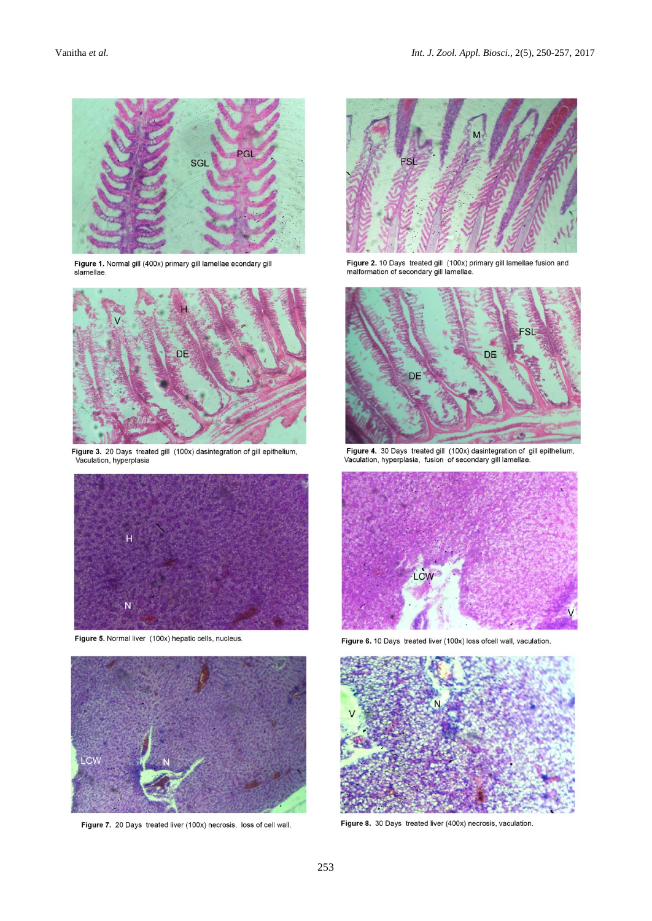**Figure 1.** Normal gill (400x) primary gill lamellae econdary gill slamellae.

**Figure 2.** 10 Days treated gill (100x) primary gill lamellae fusion and malformation of secondary gill lamellae.

**Figure 3.** 20 Days treated gill (100x) dasintegration of gill epithelium, Vaculation, hyperplasia

**Figure 4.** 30 Days treated gill (100x) dasintegration of gill epithelium, Vaculation, hyperplasia, fusion of secondary gill lamellae.

**Figure 5.** Normal liver (100x) hepatic cells, nucleus.

**Figure 6.** 10 Days treated liver (100x) loss ofcell wall, vaculation.

**Figure 7.** 20 Days treated liver (100x) necrosis, loss of cell wall.

**Figure 8.** 30 Days treated liver (400x) necrosis, vaculation.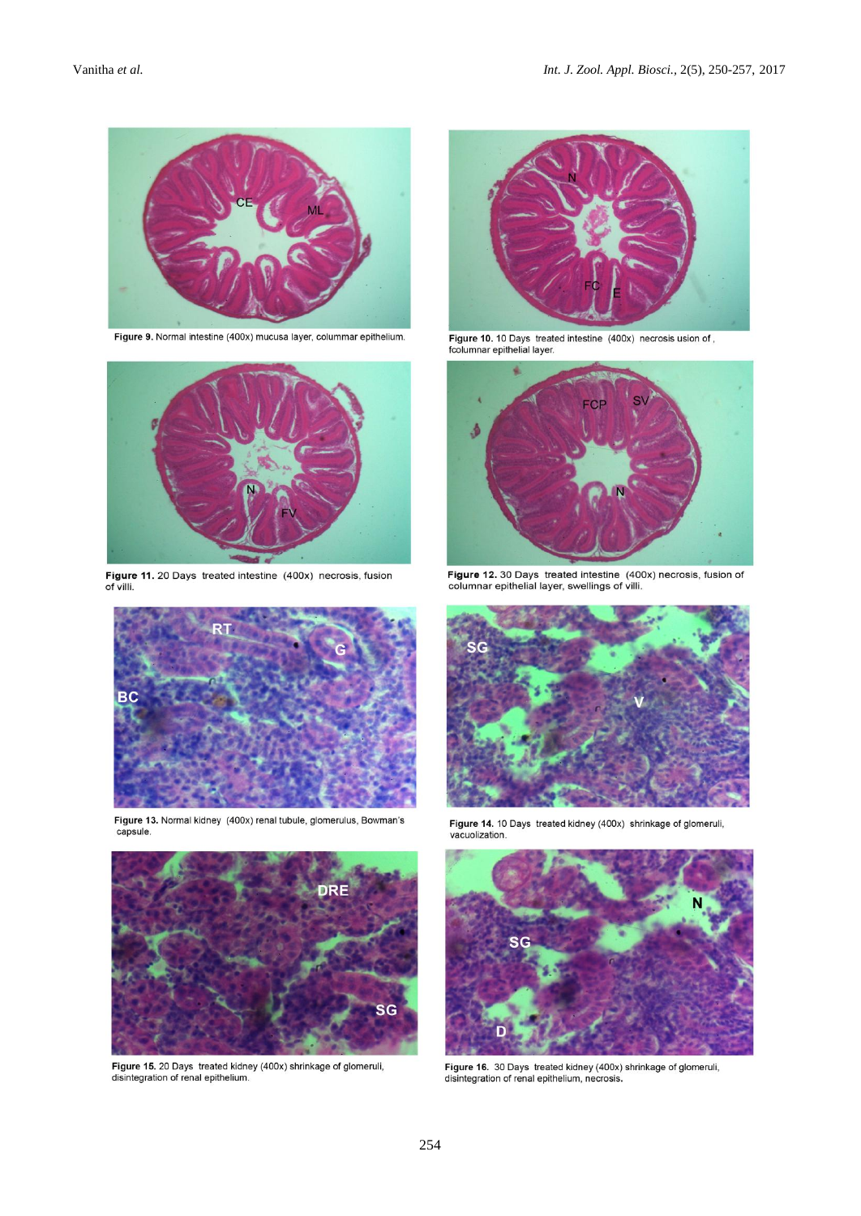Figure 9. Normal intestine (400x) mucusa layer, colummar epithelium.

Figure 10. 10 Days treated intestine (400x) necrosis usion of , fcolumnar epithelial layer.

Figure 11. 20 Days treated intestine (400x) necrosis, fusion of villi.

Figure 12. 30 Days treated intestine (400x) necrosis, fusion of columnar epithelial layer, swellings of villi.

Figure 13. Normal kidney (400x) renal tubule, glomerulus, Bowman's capsule.

Figure 14. 10 Days treated kidney (400x) shrinkage of glomeruli, vacuolization.

Figure 15. 20 Days treated kidney (400x) shrinkage of glomeruli, disintegration of renal epithelium.

Figure 16. 30 Days treated kidney (400x) shrinkage of glomeruli, disintegration of renal epithelium, necrosis.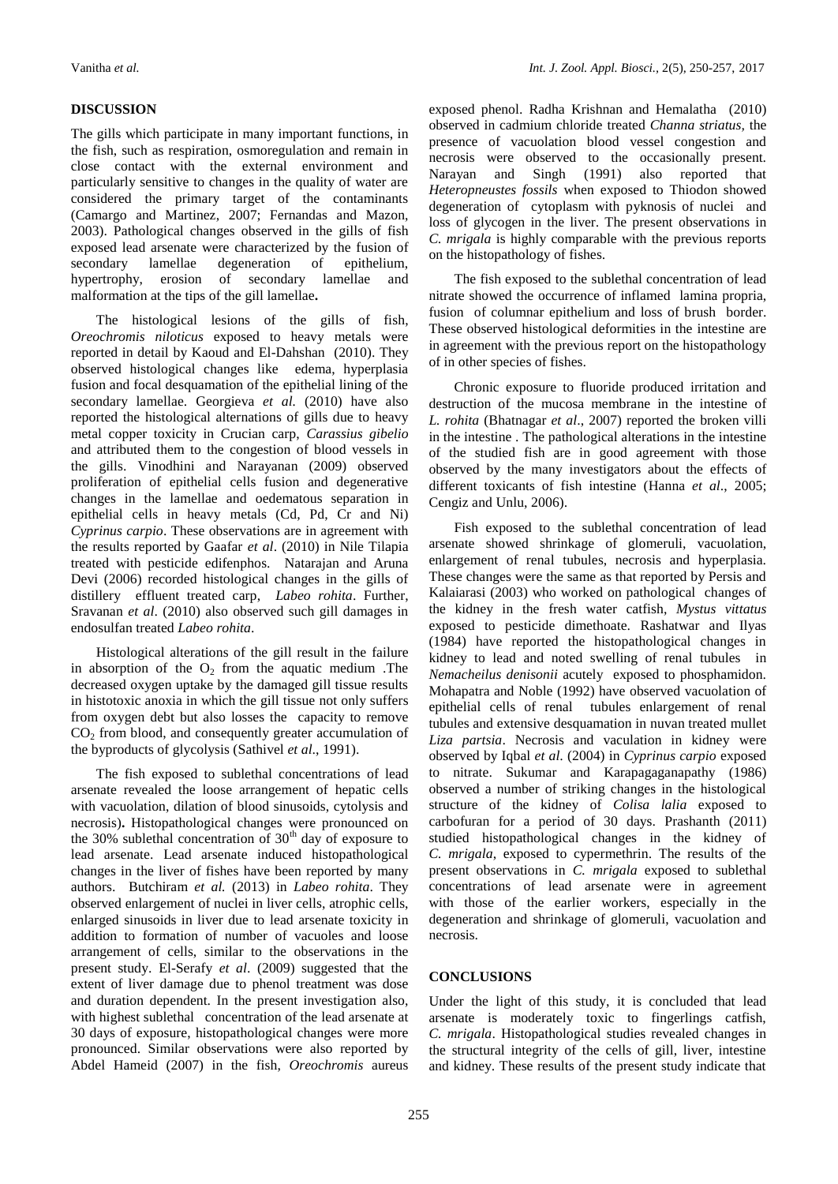## DISCUSSION

The gills which participate in many important functions, in the fish, such as respiration, osmoregulation and remain in close contact with the external environment and particularly sensitive to changes in the quality of water are considered the primary target of the contaminants (Camargo and Martinez, 2007; Fernandas and Mazon, 2003). Pathological changes observed in the gills of fish exposed lead arsenate were characterized by the fusion of secondary lamellae degeneration of epithelium, hypertrophy, erosion of secondary lamellae and malformation at the tips of the gill lamellae**.**

The histological lesions of the gills of fish, *Oreochromis niloticus* exposed to heavy metals were reported in detail by Kaoud and El-Dahshan (2010). They observed histological changes like edema, hyperplasia fusion and focal desquamation of the epithelial lining of the secondary lamellae. Georgieva *et al.* (2010) have also reported the histological alternations of gills due to heavy metal copper toxicity in Crucian carp, *Carassius gibelio* and attributed them to the congestion of blood vessels in the gills. Vinodhini and Narayanan (2009) observed proliferation of epithelial cells fusion and degenerative changes in the lamellae and oedematous separation in epithelial cells in heavy metals (Cd, Pd, Cr and Ni) *Cyprinus carpio*. These observations are in agreement with the results reported by Gaafar *et al*. (2010) in Nile Tilapia treated with pesticide edifenphos. Natarajan and Aruna Devi (2006) recorded histological changes in the gills of distillery effluent treated carp, *Labeo rohita*. Further, Sravanan *et al*. (2010) also observed such gill damages in endosulfan treated *Labeo rohita*.

Histological alterations of the gill result in the failure in absorption of the $O_2$ from the aquatic medium .The decreased oxygen uptake by the damaged gill tissue results in histotoxic anoxia in which the gill tissue not only suffers from oxygen debt but also losses the capacity to remove $CO_2$ from blood, and consequently greater accumulation of the byproducts of glycolysis (Sathivel *et al*., 1991).

The fish exposed to sublethal concentrations of lead arsenate revealed the loose arrangement of hepatic cells with vacuolation, dilation of blood sinusoids, cytolysis and necrosis)**.** Histopathological changes were pronounced on the 30% sublethal concentration of $30^{th}$ day of exposure to lead arsenate. Lead arsenate induced histopathological changes in the liver of fishes have been reported by many authors. Butchiram *et al.* (2013) in *Labeo rohita*. They observed enlargement of nuclei in liver cells, atrophic cells, enlarged sinusoids in liver due to lead arsenate toxicity in addition to formation of number of vacuoles and loose arrangement of cells, similar to the observations in the present study. El-Serafy *et al*. (2009) suggested that the extent of liver damage due to phenol treatment was dose and duration dependent. In the present investigation also, with highest sublethal concentration of the lead arsenate at 30 days of exposure, histopathological changes were more pronounced. Similar observations were also reported by Abdel Hameid (2007) in the fish, *Oreochromis* aureus exposed phenol. Radha Krishnan and Hemalatha (2010) observed in cadmium chloride treated *Channa striatus,* the presence of vacuolation blood vessel congestion and necrosis were observed to the occasionally present. Narayan and Singh (1991) also reported that *Heteropneustes fossils* when exposed to Thiodon showed degeneration of cytoplasm with pyknosis of nuclei and loss of glycogen in the liver. The present observations in *C. mrigala* is highly comparable with the previous reports on the histopathology of fishes.

The fish exposed to the sublethal concentration of lead nitrate showed the occurrence of inflamed lamina propria, fusion of columnar epithelium and loss of brush border. These observed histological deformities in the intestine are in agreement with the previous report on the histopathology of in other species of fishes.

Chronic exposure to fluoride produced irritation and destruction of the mucosa membrane in the intestine of *L. rohita* (Bhatnagar *et al*., 2007) reported the broken villi in the intestine . The pathological alterations in the intestine of the studied fish are in good agreement with those observed by the many investigators about the effects of different toxicants of fish intestine (Hanna *et al*., 2005; Cengiz and Unlu, 2006).

Fish exposed to the sublethal concentration of lead arsenate showed shrinkage of glomeruli, vacuolation, enlargement of renal tubules, necrosis and hyperplasia. These changes were the same as that reported by Persis and Kalaiarasi (2003) who worked on pathological changes of the kidney in the fresh water catfish, *Mystus vittatus* exposed to pesticide dimethoate. Rashatwar and Ilyas (1984) have reported the histopathological changes in kidney to lead and noted swelling of renal tubules in *Nemacheilus denisonii* acutely exposed to phosphamidon. Mohapatra and Noble (1992) have observed vacuolation of epithelial cells of renal tubules enlargement of renal tubules and extensive desquamation in nuvan treated mullet *Liza partsia*. Necrosis and vaculation in kidney were observed by Iqbal *et al*. (2004) in *Cyprinus carpio* exposed to nitrate. Sukumar and Karapagaganapathy (1986) observed a number of striking changes in the histological structure of the kidney of *Colisa lalia* exposed to carbofuran for a period of 30 days. Prashanth (2011) studied histopathological changes in the kidney of *C. mrigala,* exposed to cypermethrin. The results of the present observations in *C. mrigala* exposed to sublethal concentrations of lead arsenate were in agreement with those of the earlier workers, especially in the degeneration and shrinkage of glomeruli, vacuolation and necrosis.

## CONCLUSIONS

Under the light of this study, it is concluded that lead arsenate is moderately toxic to fingerlings catfish, *C. mrigala*. Histopathological studies revealed changes in the structural integrity of the cells of gill, liver, intestine and kidney. These results of the present study indicate that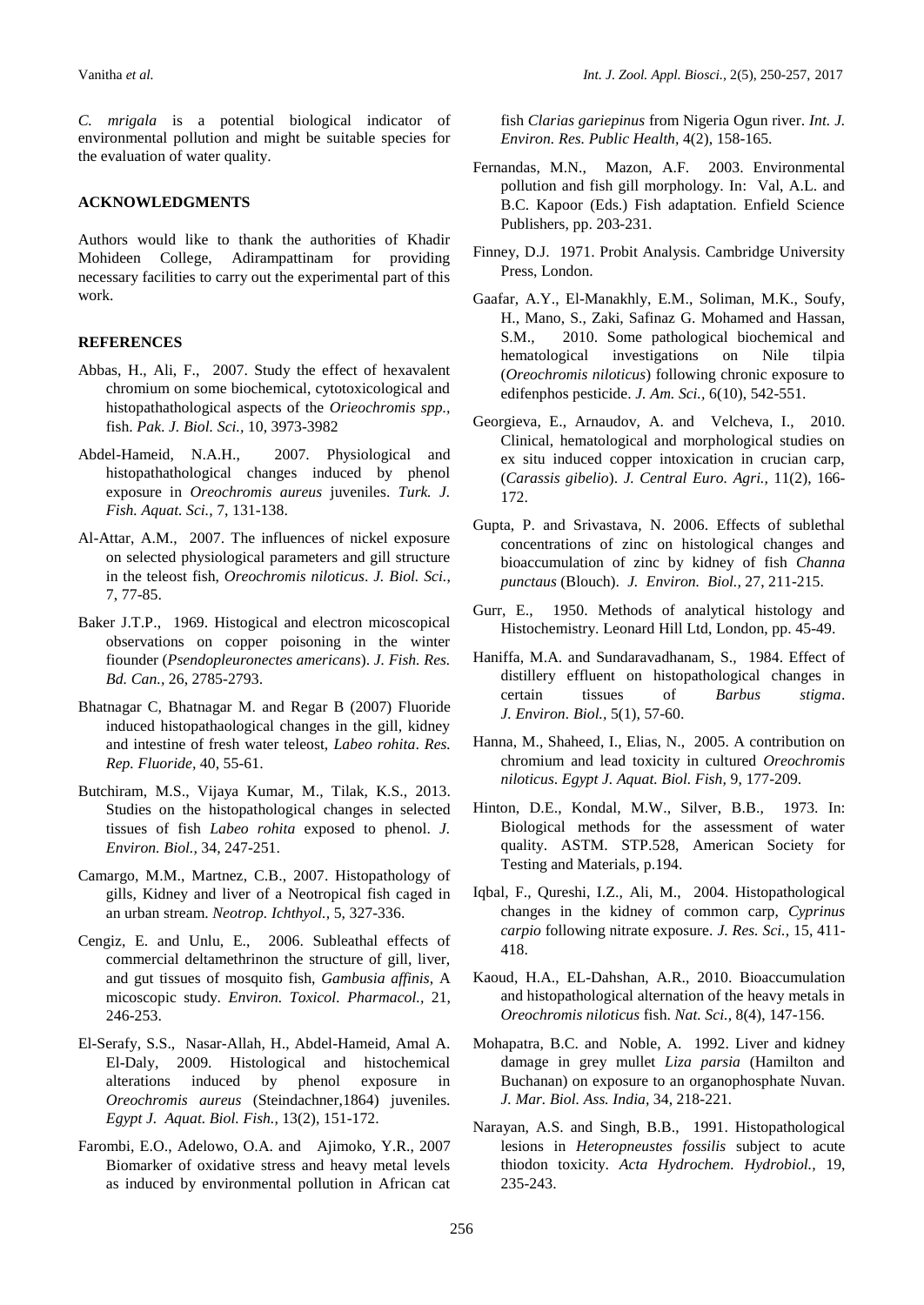*C. mrigala* is a potential biological indicator of environmental pollution and might be suitable species for the evaluation of water quality.

## ACKNOWLEDGMENTS

Authors would like to thank the authorities of Khadir Mohideen College, Adirampattinam for providing necessary facilities to carry out the experimental part of this work.

## REFERENCES

Abbas, H., Ali, F., 2007. Study the effect of hexavalent chromium on some biochemical, cytotoxicological and histopathathological aspects of the *Orieochromis spp.,* fish. *Pak. J. Biol. Sci.,* 10, 3973-3982

Abdel-Hameid, N.A.H., 2007. Physiological and histopathathological changes induced by phenol exposure in *Oreochromis aureus* juveniles. *Turk. J. Fish. Aquat. Sci.,* 7, 131-138.

Al-Attar, A.M., 2007. The influences of nickel exposure on selected physiological parameters and gill structure in the teleost fish, *Oreochromis niloticus*. *J. Biol. Sci.,* 7, 77-85.

Baker J.T.P., 1969. Histogical and electron micoscopical observations on copper poisoning in the winter fiounder (*Psendopleuronectes americans*). *J. Fish. Res. Bd. Can.,* 26, 2785-2793.

Bhatnagar C, Bhatnagar M. and Regar B (2007) Fluoride induced histopathaological changes in the gill, kidney and intestine of fresh water teleost, *Labeo rohita*. *Res. Rep. Fluoride,* 40, 55-61.

Butchiram, M.S., Vijaya Kumar, M., Tilak, K.S., 2013. Studies on the histopathological changes in selected tissues of fish *Labeo rohita* exposed to phenol. *J. Environ. Biol.,* 34, 247-251.

Camargo, M.M., Martnez, C.B., 2007. Histopathology of gills, Kidney and liver of a Neotropical fish caged in an urban stream. *Neotrop. Ichthyol.,* 5, 327-336.

Cengiz, E. and Unlu, E., 2006. Subleathal effects of commercial deltamethrinon the structure of gill, liver, and gut tissues of mosquito fish, *Gambusia affinis*, A micoscopic study. *Environ. Toxicol. Pharmacol.,* 21, 246-253.

El-Serafy, S.S., Nasar-Allah, H., Abdel-Hameid, Amal A. El-Daly, 2009. Histological and histochemical alterations induced by phenol exposure in *Oreochromis aureus* (Steindachner,1864) juveniles. *Egypt J. Aquat. Biol. Fish.,* 13(2), 151-172.

Farombi, E.O., Adelowo, O.A. and Ajimoko, Y.R., 2007 Biomarker of oxidative stress and heavy metal levels as induced by environmental pollution in African cat fish *Clarias gariepinus* from Nigeria Ogun river. *Int. J. Environ. Res. Public Health,* 4(2), 158-165.

Fernandas, M.N., Mazon, A.F. 2003. Environmental pollution and fish gill morphology. In: Val, A.L. and B.C. Kapoor (Eds.) Fish adaptation. Enfield Science Publishers, pp. 203-231.

Finney, D.J. 1971. Probit Analysis. Cambridge University Press, London.

Gaafar, A.Y., El-Manakhly, E.M., Soliman, M.K., Soufy, H., Mano, S., Zaki, Safinaz G. Mohamed and Hassan, S.M., 2010. Some pathological biochemical and hematological investigations on Nile tilpia (*Oreochromis niloticus*) following chronic exposure to edifenphos pesticide. *J. Am. Sci.,* 6(10), 542-551.

Georgieva, E., Arnaudov, A. and Velcheva, I., 2010. Clinical, hematological and morphological studies on ex situ induced copper intoxication in crucian carp, (*Carassis gibelio*). *J. Central Euro. Agri.,* 11(2), 166-172.

Gupta, P. and Srivastava, N. 2006. Effects of sublethal concentrations of zinc on histological changes and bioaccumulation of zinc by kidney of fish *Channa punctaus* (Blouch). *J. Environ. Biol.,* 27, 211-215.

Gurr, E., 1950. Methods of analytical histology and Histochemistry. Leonard Hill Ltd, London, pp. 45-49.

Haniffa, M.A. and Sundaravadhanam, S., 1984. Effect of distillery effluent on histopathological changes in certain tissues of *Barbus stigma*. *J. Environ. Biol.,* 5(1), 57-60.

Hanna, M., Shaheed, I., Elias, N., 2005. A contribution on chromium and lead toxicity in cultured *Oreochromis niloticus*. *Egypt J. Aquat. Biol. Fish,* 9, 177-209.

Hinton, D.E., Kondal, M.W., Silver, B.B., 1973. In: Biological methods for the assessment of water quality. ASTM. STP.528, American Society for Testing and Materials, p.194.

Iqbal, F., Qureshi, I.Z., Ali, M., 2004. Histopathological changes in the kidney of common carp, *Cyprinus carpio* following nitrate exposure. *J. Res. Sci.,* 15, 411-418.

Kaoud, H.A., EL-Dahshan, A.R., 2010. Bioaccumulation and histopathological alternation of the heavy metals in *Oreochromis niloticus* fish. *Nat. Sci.,* 8(4), 147-156.

Mohapatra, B.C. and Noble, A. 1992. Liver and kidney damage in grey mullet *Liza parsia* (Hamilton and Buchanan) on exposure to an organophosphate Nuvan. *J. Mar. Biol. Ass. India,* 34, 218-221.

Narayan, A.S. and Singh, B.B., 1991. Histopathological lesions in *Heteropneustes fossilis* subject to acute thiodon toxicity. *Acta Hydrochem. Hydrobiol.,* 19, 235-243.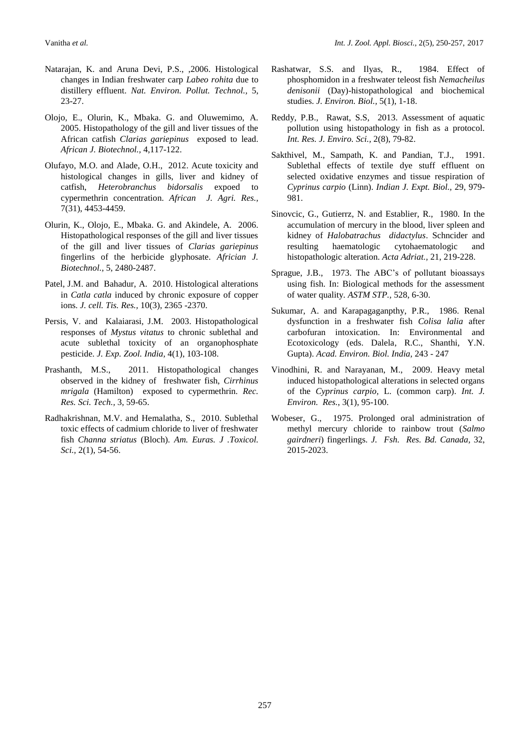Natarajan, K. and Aruna Devi, P.S., ,2006. Histological changes in Indian freshwater carp *Labeo rohita* due to distillery effluent. *Nat. Environ. Pollut. Technol.*, 5, 23-27.

Olojo, E., Olurin, K., Mbaka. G. and Oluwemimo, A. 2005. Histopathology of the gill and liver tissues of the African catfish *Clarias gariepinus* exposed to lead. *African J. Biotechnol.*, 4,117-122.

Olufayo, M.O. and Alade, O.H., 2012. Acute toxicity and histological changes in gills, liver and kidney of catfish, *Heterobranchus bidorsalis* expoed to cypermethrin concentration. *African J. Agri. Res.*, 7(31), 4453-4459.

Olurin, K., Olojo, E., Mbaka. G. and Akindele, A. 2006. Histopathological responses of the gill and liver tissues of the gill and liver tissues of *Clarias gariepinus* fingerlins of the herbicide glyphosate. *Africian J. Biotechnol.*, 5, 2480-2487.

Patel, J.M. and Bahadur, A. 2010. Histological alterations in *Catla catla* induced by chronic exposure of copper ions. *J. cell. Tis. Res.*, 10(3), 2365 -2370.

Persis, V. and Kalaiarasi, J.M. 2003. Histopathological responses of *Mystus vitatus* to chronic sublethal and acute sublethal toxicity of an organophosphate pesticide. *J. Exp. Zool. India*, 4(1), 103-108.

Prashanth, M.S., 2011. Histopathological changes observed in the kidney of freshwater fish, *Cirrhinus mrigala* (Hamilton) exposed to cypermethrin. *Rec. Res. Sci. Tech.*, 3, 59-65.

Radhakrishnan, M.V. and Hemalatha, S., 2010. Sublethal toxic effects of cadmium chloride to liver of freshwater fish *Channa striatus* (Bloch). *Am. Euras. J .Toxicol. Sci.*, 2(1), 54-56.

Rashatwar, S.S. and Ilyas, R., 1984. Effect of phosphomidon in a freshwater teleost fish *Nemacheilus denisonii* (Day)-histopathological and biochemical studies. *J. Environ. Biol.*, 5(1), 1-18.

Reddy, P.B., Rawat, S.S, 2013. Assessment of aquatic pollution using histopathology in fish as a protocol. *Int. Res. J. Enviro. Sci.*, 2(8), 79-82.

Sakthivel, M., Sampath, K. and Pandian, T.J., 1991. Sublethal effects of textile dye stuff effluent on selected oxidative enzymes and tissue respiration of *Cyprinus carpio* (Linn). *Indian J. Expt. Biol.*, 29, 979-981.

Sinovcic, G., Gutierrz, N. and Establier, R., 1980. In the accumulation of mercury in the blood, liver spleen and kidney of *Halobatrachus didactylus*. Schncider and resulting haematologic cytohaematologic and histopathologic alteration. *Acta Adriat.*, 21, 219-228.

Sprague, J.B., 1973. The ABC's of pollutant bioassays using fish. In: Biological methods for the assessment of water quality. *ASTM STP.*, 528, 6-30.

Sukumar, A. and Karapagaganpthy, P.R., 1986. Renal dysfunction in a freshwater fish *Colisa lalia* after carbofuran intoxication. In: Environmental and Ecotoxicology (eds. Dalela, R.C., Shanthi, Y.N. Gupta). *Acad. Environ. Biol. India*, 243 - 247

Vinodhini, R. and Narayanan, M., 2009. Heavy metal induced histopathological alterations in selected organs of the *Cyprinus carpio*, L. (common carp). *Int. J. Environ. Res.*, 3(1), 95-100.

Wobeser, G., 1975. Prolonged oral administration of methyl mercury chloride to rainbow trout (*Salmo gairdneri*) fingerlings. *J. Fsh. Res. Bd. Canada*, 32, 2015-2023.